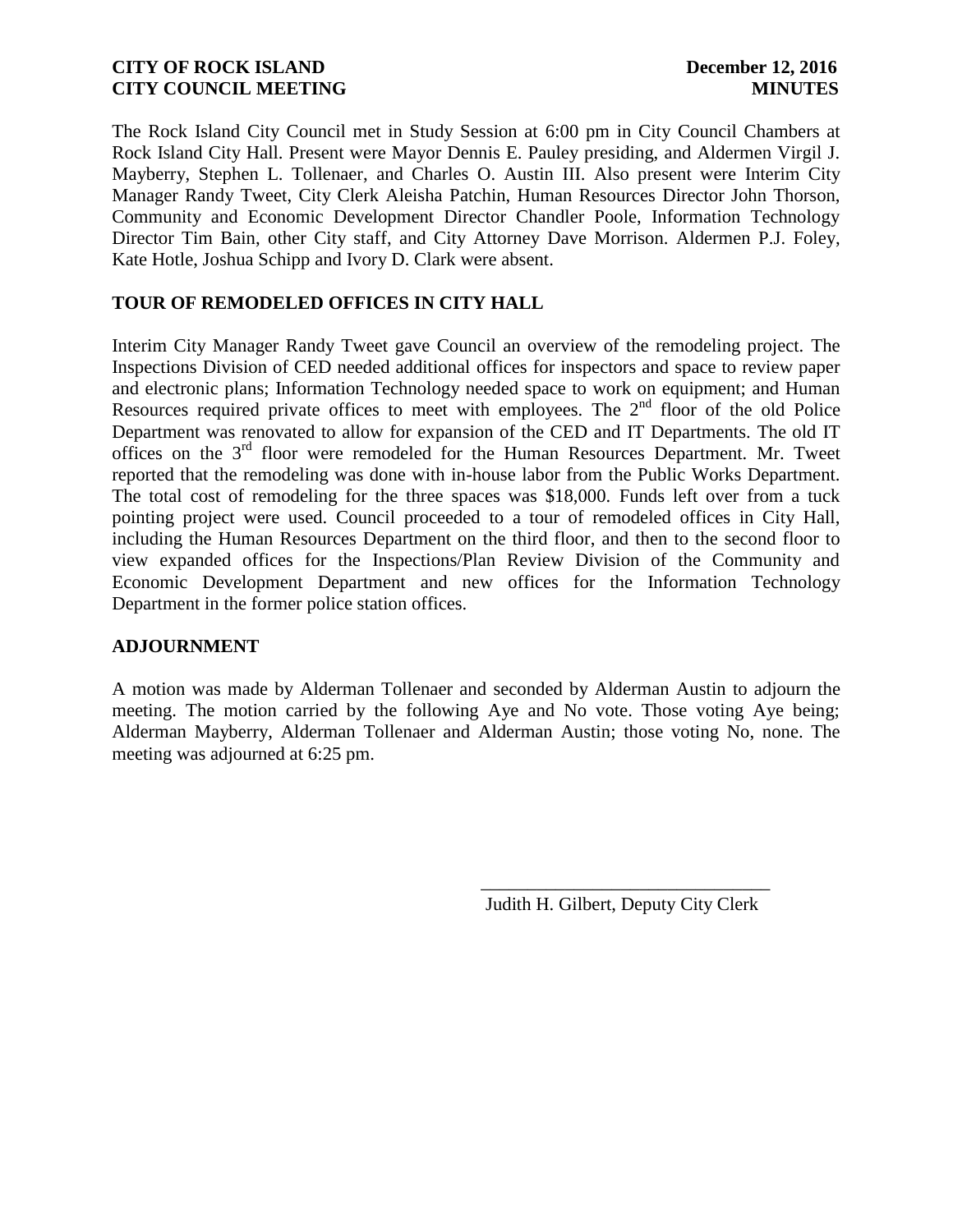**CITY OF ROCK ISLAND** **December 12, 2016**
**CITY COUNCIL MEETING** **MINUTES**

The Rock Island City Council met in Study Session at 6:00 pm in City Council Chambers at Rock Island City Hall. Present were Mayor Dennis E. Pauley presiding, and Aldermen Virgil J. Mayberry, Stephen L. Tollenaer, and Charles O. Austin III. Also present were Interim City Manager Randy Tweet, City Clerk Aleisha Patchin, Human Resources Director John Thorson, Community and Economic Development Director Chandler Poole, Information Technology Director Tim Bain, other City staff, and City Attorney Dave Morrison. Aldermen P.J. Foley, Kate Hotle, Joshua Schipp and Ivory D. Clark were absent.

## TOUR OF REMODELED OFFICES IN CITY HALL

Interim City Manager Randy Tweet gave Council an overview of the remodeling project. The Inspections Division of CED needed additional offices for inspectors and space to review paper and electronic plans; Information Technology needed space to work on equipment; and Human Resources required private offices to meet with employees. The 2nd floor of the old Police Department was renovated to allow for expansion of the CED and IT Departments. The old IT offices on the 3rd floor were remodeled for the Human Resources Department. Mr. Tweet reported that the remodeling was done with in-house labor from the Public Works Department. The total cost of remodeling for the three spaces was $18,000. Funds left over from a tuck pointing project were used. Council proceeded to a tour of remodeled offices in City Hall, including the Human Resources Department on the third floor, and then to the second floor to view expanded offices for the Inspections/Plan Review Division of the Community and Economic Development Department and new offices for the Information Technology Department in the former police station offices.

## ADJOURNMENT

A motion was made by Alderman Tollenaer and seconded by Alderman Austin to adjourn the meeting. The motion carried by the following Aye and No vote. Those voting Aye being; Alderman Mayberry, Alderman Tollenaer and Alderman Austin; those voting No, none. The meeting was adjourned at 6:25 pm.

\_\_\_\_\_\_\_\_\_\_\_\_\_\_\_\_\_\_\_\_\_\_\_\_\_\_\_\_\_\_\_\_

Judith H. Gilbert, Deputy City Clerk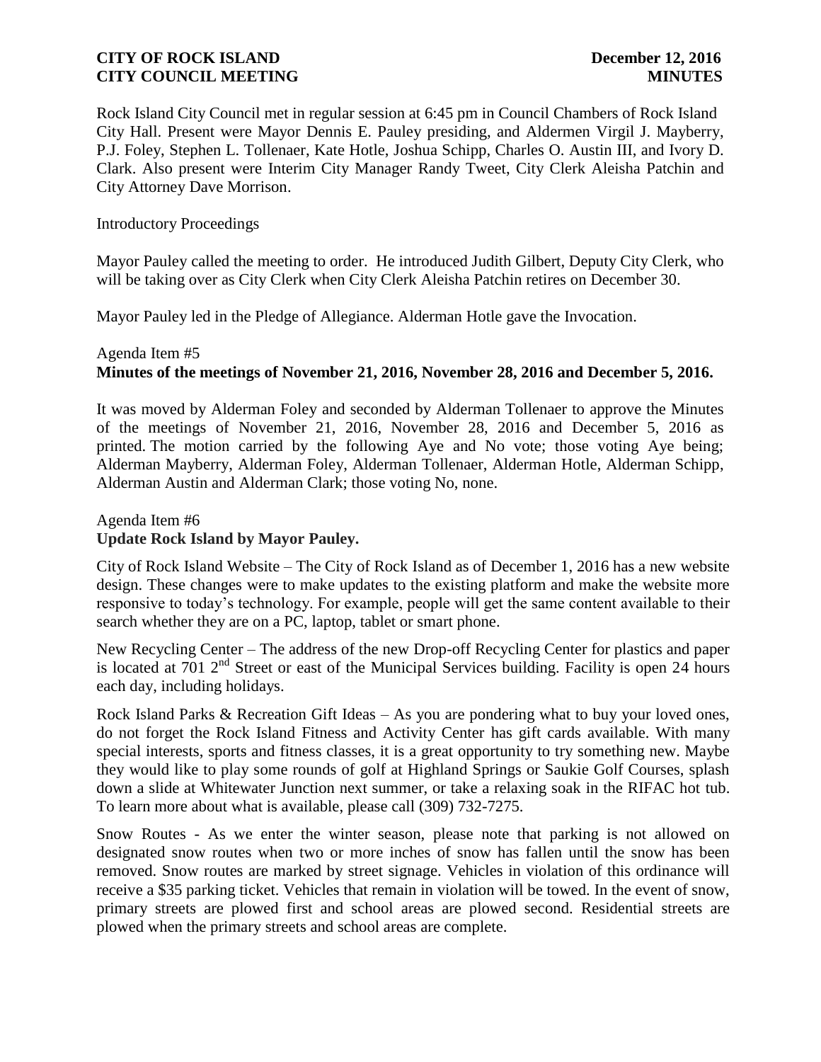Rock Island City Council met in regular session at 6:45 pm in Council Chambers of Rock Island City Hall. Present were Mayor Dennis E. Pauley presiding, and Aldermen Virgil J. Mayberry, P.J. Foley, Stephen L. Tollenaer, Kate Hotle, Joshua Schipp, Charles O. Austin III, and Ivory D. Clark. Also present were Interim City Manager Randy Tweet, City Clerk Aleisha Patchin and City Attorney Dave Morrison.

Introductory Proceedings

Mayor Pauley called the meeting to order. He introduced Judith Gilbert, Deputy City Clerk, who will be taking over as City Clerk when City Clerk Aleisha Patchin retires on December 30.

Mayor Pauley led in the Pledge of Allegiance. Alderman Hotle gave the Invocation.

Agenda Item #5
**Minutes of the meetings of November 21, 2016, November 28, 2016 and December 5, 2016.**

It was moved by Alderman Foley and seconded by Alderman Tollenaer to approve the Minutes of the meetings of November 21, 2016, November 28, 2016 and December 5, 2016 as printed. The motion carried by the following Aye and No vote; those voting Aye being; Alderman Mayberry, Alderman Foley, Alderman Tollenaer, Alderman Hotle, Alderman Schipp, Alderman Austin and Alderman Clark; those voting No, none.

Agenda Item #6
**Update Rock Island by Mayor Pauley.**

City of Rock Island Website – The City of Rock Island as of December 1, 2016 has a new website design. These changes were to make updates to the existing platform and make the website more responsive to today's technology. For example, people will get the same content available to their search whether they are on a PC, laptop, tablet or smart phone.

New Recycling Center – The address of the new Drop-off Recycling Center for plastics and paper is located at 701 2nd Street or east of the Municipal Services building. Facility is open 24 hours each day, including holidays.

Rock Island Parks & Recreation Gift Ideas – As you are pondering what to buy your loved ones, do not forget the Rock Island Fitness and Activity Center has gift cards available. With many special interests, sports and fitness classes, it is a great opportunity to try something new. Maybe they would like to play some rounds of golf at Highland Springs or Saukie Golf Courses, splash down a slide at Whitewater Junction next summer, or take a relaxing soak in the RIFAC hot tub. To learn more about what is available, please call (309) 732-7275.

Snow Routes - As we enter the winter season, please note that parking is not allowed on designated snow routes when two or more inches of snow has fallen until the snow has been removed. Snow routes are marked by street signage. Vehicles in violation of this ordinance will receive a $35 parking ticket. Vehicles that remain in violation will be towed. In the event of snow, primary streets are plowed first and school areas are plowed second. Residential streets are plowed when the primary streets and school areas are complete.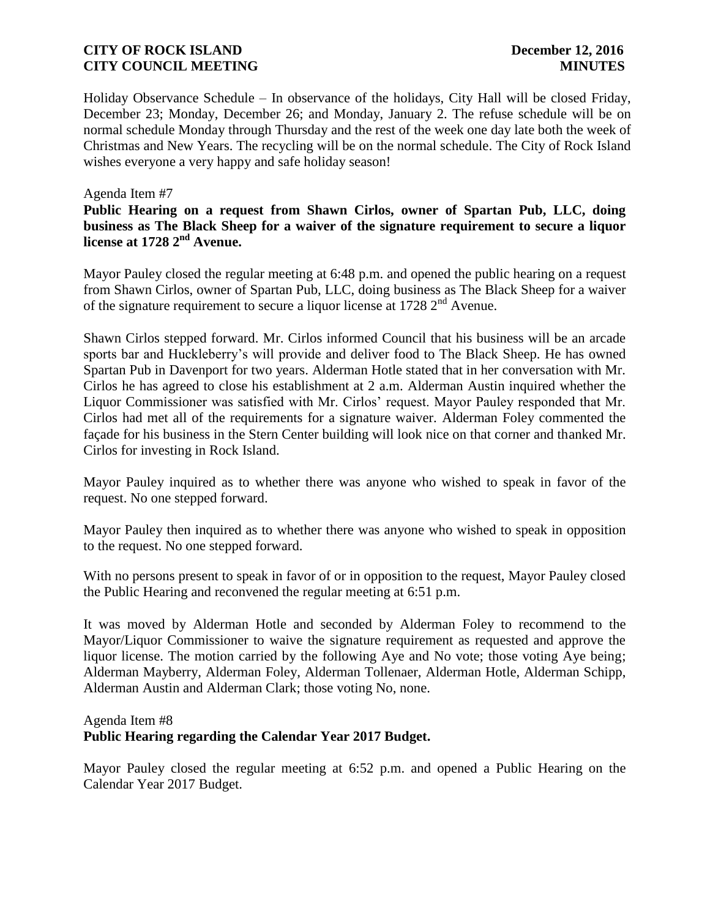Holiday Observance Schedule – In observance of the holidays, City Hall will be closed Friday, December 23; Monday, December 26; and Monday, January 2. The refuse schedule will be on normal schedule Monday through Thursday and the rest of the week one day late both the week of Christmas and New Years. The recycling will be on the normal schedule. The City of Rock Island wishes everyone a very happy and safe holiday season!

Agenda Item #7

**Public Hearing on a request from Shawn Cirlos, owner of Spartan Pub, LLC, doing business as The Black Sheep for a waiver of the signature requirement to secure a liquor license at 1728 2nd Avenue.**

Mayor Pauley closed the regular meeting at 6:48 p.m. and opened the public hearing on a request from Shawn Cirlos, owner of Spartan Pub, LLC, doing business as The Black Sheep for a waiver of the signature requirement to secure a liquor license at 1728 2nd Avenue.

Shawn Cirlos stepped forward. Mr. Cirlos informed Council that his business will be an arcade sports bar and Huckleberry's will provide and deliver food to The Black Sheep. He has owned Spartan Pub in Davenport for two years. Alderman Hotle stated that in her conversation with Mr. Cirlos he has agreed to close his establishment at 2 a.m. Alderman Austin inquired whether the Liquor Commissioner was satisfied with Mr. Cirlos' request. Mayor Pauley responded that Mr. Cirlos had met all of the requirements for a signature waiver. Alderman Foley commented the façade for his business in the Stern Center building will look nice on that corner and thanked Mr. Cirlos for investing in Rock Island.

Mayor Pauley inquired as to whether there was anyone who wished to speak in favor of the request. No one stepped forward.

Mayor Pauley then inquired as to whether there was anyone who wished to speak in opposition to the request. No one stepped forward.

With no persons present to speak in favor of or in opposition to the request, Mayor Pauley closed the Public Hearing and reconvened the regular meeting at 6:51 p.m.

It was moved by Alderman Hotle and seconded by Alderman Foley to recommend to the Mayor/Liquor Commissioner to waive the signature requirement as requested and approve the liquor license. The motion carried by the following Aye and No vote; those voting Aye being; Alderman Mayberry, Alderman Foley, Alderman Tollenaer, Alderman Hotle, Alderman Schipp, Alderman Austin and Alderman Clark; those voting No, none.

Agenda Item #8

**Public Hearing regarding the Calendar Year 2017 Budget.**

Mayor Pauley closed the regular meeting at 6:52 p.m. and opened a Public Hearing on the Calendar Year 2017 Budget.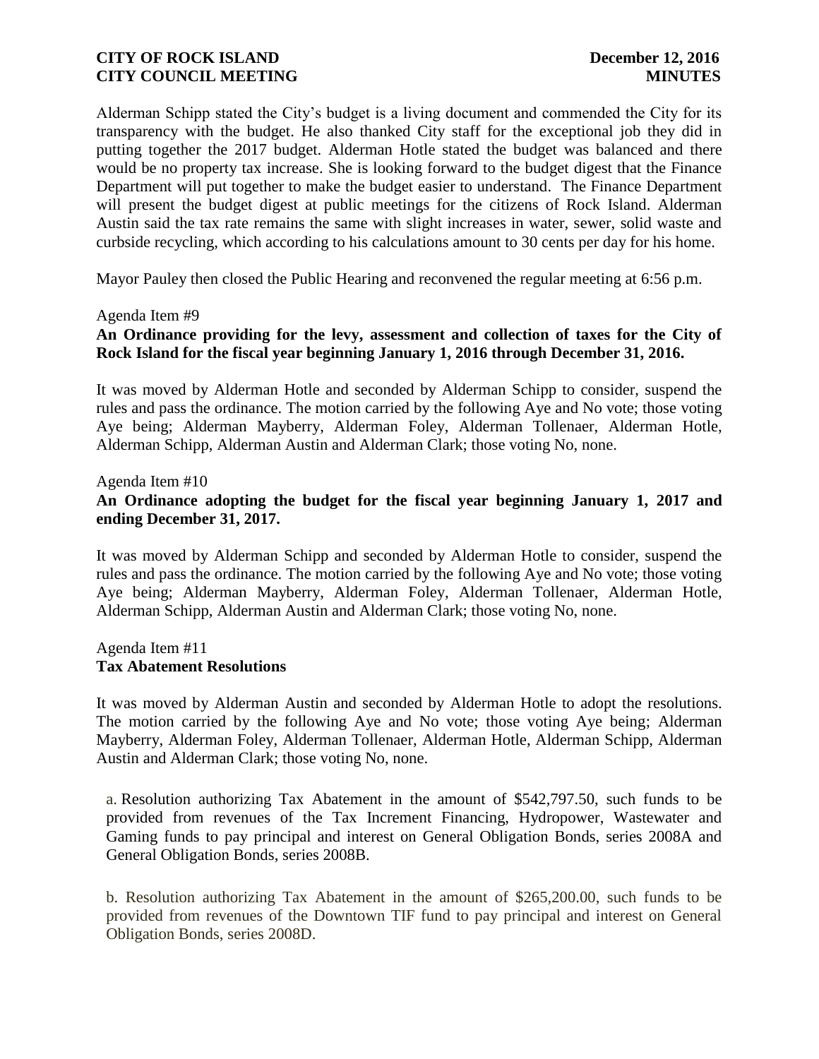Alderman Schipp stated the City's budget is a living document and commended the City for its transparency with the budget. He also thanked City staff for the exceptional job they did in putting together the 2017 budget. Alderman Hotle stated the budget was balanced and there would be no property tax increase. She is looking forward to the budget digest that the Finance Department will put together to make the budget easier to understand. The Finance Department will present the budget digest at public meetings for the citizens of Rock Island. Alderman Austin said the tax rate remains the same with slight increases in water, sewer, solid waste and curbside recycling, which according to his calculations amount to 30 cents per day for his home.

Mayor Pauley then closed the Public Hearing and reconvened the regular meeting at 6:56 p.m.

Agenda Item #9

**An Ordinance providing for the levy, assessment and collection of taxes for the City of Rock Island for the fiscal year beginning January 1, 2016 through December 31, 2016.**

It was moved by Alderman Hotle and seconded by Alderman Schipp to consider, suspend the rules and pass the ordinance. The motion carried by the following Aye and No vote; those voting Aye being; Alderman Mayberry, Alderman Foley, Alderman Tollenaer, Alderman Hotle, Alderman Schipp, Alderman Austin and Alderman Clark; those voting No, none.

Agenda Item #10

**An Ordinance adopting the budget for the fiscal year beginning January 1, 2017 and ending December 31, 2017.**

It was moved by Alderman Schipp and seconded by Alderman Hotle to consider, suspend the rules and pass the ordinance. The motion carried by the following Aye and No vote; those voting Aye being; Alderman Mayberry, Alderman Foley, Alderman Tollenaer, Alderman Hotle, Alderman Schipp, Alderman Austin and Alderman Clark; those voting No, none.

Agenda Item #11

**Tax Abatement Resolutions**

It was moved by Alderman Austin and seconded by Alderman Hotle to adopt the resolutions. The motion carried by the following Aye and No vote; those voting Aye being; Alderman Mayberry, Alderman Foley, Alderman Tollenaer, Alderman Hotle, Alderman Schipp, Alderman Austin and Alderman Clark; those voting No, none.

a. Resolution authorizing Tax Abatement in the amount of $542,797.50, such funds to be provided from revenues of the Tax Increment Financing, Hydropower, Wastewater and Gaming funds to pay principal and interest on General Obligation Bonds, series 2008A and General Obligation Bonds, series 2008B.

b. Resolution authorizing Tax Abatement in the amount of $265,200.00, such funds to be provided from revenues of the Downtown TIF fund to pay principal and interest on General Obligation Bonds, series 2008D.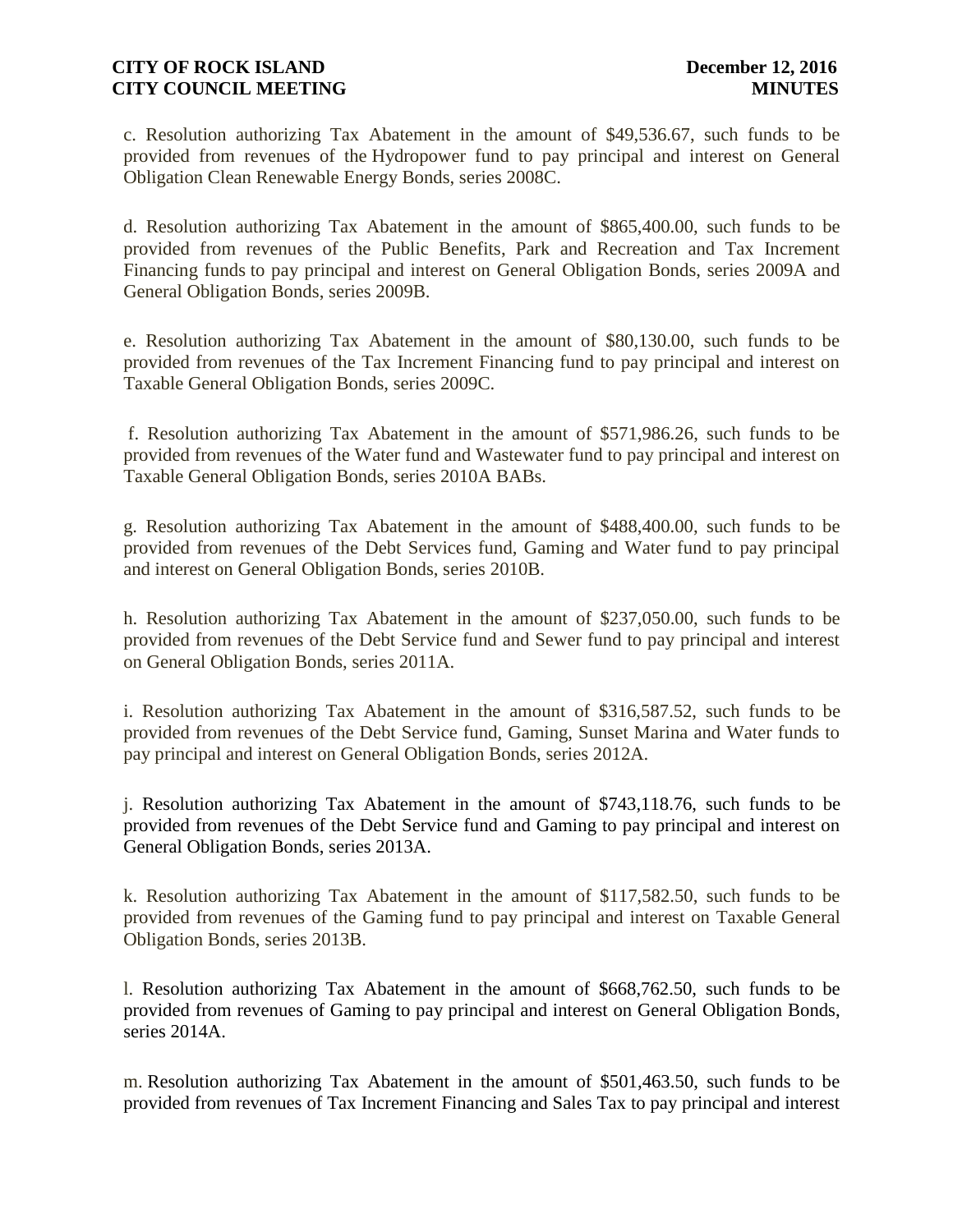c. Resolution authorizing Tax Abatement in the amount of $49,536.67, such funds to be provided from revenues of the Hydropower fund to pay principal and interest on General Obligation Clean Renewable Energy Bonds, series 2008C.

d. Resolution authorizing Tax Abatement in the amount of $865,400.00, such funds to be provided from revenues of the Public Benefits, Park and Recreation and Tax Increment Financing funds to pay principal and interest on General Obligation Bonds, series 2009A and General Obligation Bonds, series 2009B.

e. Resolution authorizing Tax Abatement in the amount of $80,130.00, such funds to be provided from revenues of the Tax Increment Financing fund to pay principal and interest on Taxable General Obligation Bonds, series 2009C.

f. Resolution authorizing Tax Abatement in the amount of $571,986.26, such funds to be provided from revenues of the Water fund and Wastewater fund to pay principal and interest on Taxable General Obligation Bonds, series 2010A BABs.

g. Resolution authorizing Tax Abatement in the amount of $488,400.00, such funds to be provided from revenues of the Debt Services fund, Gaming and Water fund to pay principal and interest on General Obligation Bonds, series 2010B.

h. Resolution authorizing Tax Abatement in the amount of $237,050.00, such funds to be provided from revenues of the Debt Service fund and Sewer fund to pay principal and interest on General Obligation Bonds, series 2011A.

i. Resolution authorizing Tax Abatement in the amount of $316,587.52, such funds to be provided from revenues of the Debt Service fund, Gaming, Sunset Marina and Water funds to pay principal and interest on General Obligation Bonds, series 2012A.

j. Resolution authorizing Tax Abatement in the amount of $743,118.76, such funds to be provided from revenues of the Debt Service fund and Gaming to pay principal and interest on General Obligation Bonds, series 2013A.

k. Resolution authorizing Tax Abatement in the amount of $117,582.50, such funds to be provided from revenues of the Gaming fund to pay principal and interest on Taxable General Obligation Bonds, series 2013B.

l. Resolution authorizing Tax Abatement in the amount of $668,762.50, such funds to be provided from revenues of Gaming to pay principal and interest on General Obligation Bonds, series 2014A.

m. Resolution authorizing Tax Abatement in the amount of $501,463.50, such funds to be provided from revenues of Tax Increment Financing and Sales Tax to pay principal and interest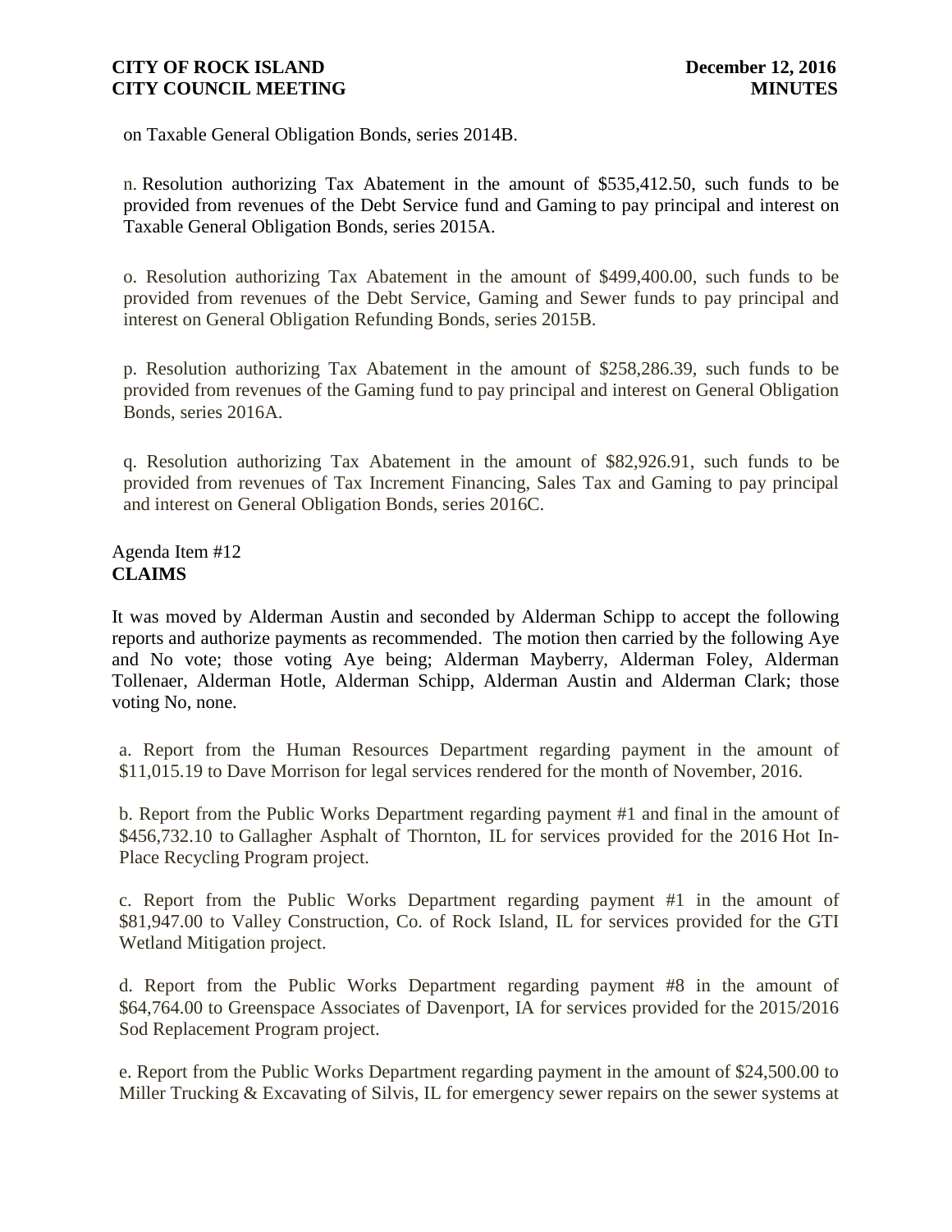on Taxable General Obligation Bonds, series 2014B.

n. Resolution authorizing Tax Abatement in the amount of $535,412.50, such funds to be provided from revenues of the Debt Service fund and Gaming to pay principal and interest on Taxable General Obligation Bonds, series 2015A.

o. Resolution authorizing Tax Abatement in the amount of $499,400.00, such funds to be provided from revenues of the Debt Service, Gaming and Sewer funds to pay principal and interest on General Obligation Refunding Bonds, series 2015B.

p. Resolution authorizing Tax Abatement in the amount of $258,286.39, such funds to be provided from revenues of the Gaming fund to pay principal and interest on General Obligation Bonds, series 2016A.

q. Resolution authorizing Tax Abatement in the amount of $82,926.91, such funds to be provided from revenues of Tax Increment Financing, Sales Tax and Gaming to pay principal and interest on General Obligation Bonds, series 2016C.

Agenda Item #12
**CLAIMS**

It was moved by Alderman Austin and seconded by Alderman Schipp to accept the following reports and authorize payments as recommended. The motion then carried by the following Aye and No vote; those voting Aye being; Alderman Mayberry, Alderman Foley, Alderman Tollenaer, Alderman Hotle, Alderman Schipp, Alderman Austin and Alderman Clark; those voting No, none.

a. Report from the Human Resources Department regarding payment in the amount of $11,015.19 to Dave Morrison for legal services rendered for the month of November, 2016.

b. Report from the Public Works Department regarding payment #1 and final in the amount of $456,732.10 to Gallagher Asphalt of Thornton, IL for services provided for the 2016 Hot In-Place Recycling Program project.

c. Report from the Public Works Department regarding payment #1 in the amount of $81,947.00 to Valley Construction, Co. of Rock Island, IL for services provided for the GTI Wetland Mitigation project.

d. Report from the Public Works Department regarding payment #8 in the amount of $64,764.00 to Greenspace Associates of Davenport, IA for services provided for the 2015/2016 Sod Replacement Program project.

e. Report from the Public Works Department regarding payment in the amount of $24,500.00 to Miller Trucking & Excavating of Silvis, IL for emergency sewer repairs on the sewer systems at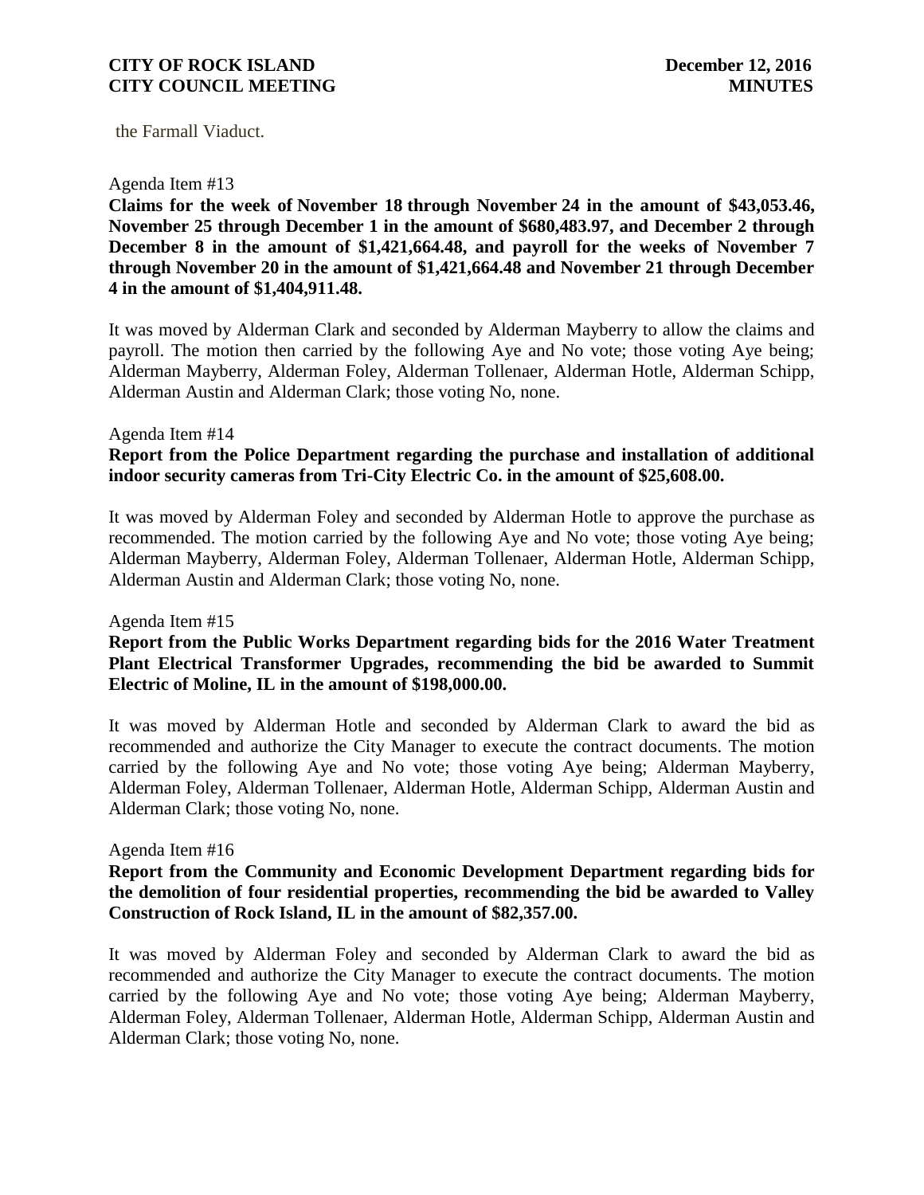the Farmall Viaduct.

Agenda Item #13

**Claims for the week of November 18 through November 24 in the amount of $43,053.46, November 25 through December 1 in the amount of $680,483.97, and December 2 through December 8 in the amount of $1,421,664.48, and payroll for the weeks of November 7 through November 20 in the amount of $1,421,664.48 and November 21 through December 4 in the amount of $1,404,911.48.**

It was moved by Alderman Clark and seconded by Alderman Mayberry to allow the claims and payroll. The motion then carried by the following Aye and No vote; those voting Aye being; Alderman Mayberry, Alderman Foley, Alderman Tollenaer, Alderman Hotle, Alderman Schipp, Alderman Austin and Alderman Clark; those voting No, none.

Agenda Item #14

**Report from the Police Department regarding the purchase and installation of additional indoor security cameras from Tri-City Electric Co. in the amount of $25,608.00.**

It was moved by Alderman Foley and seconded by Alderman Hotle to approve the purchase as recommended. The motion carried by the following Aye and No vote; those voting Aye being; Alderman Mayberry, Alderman Foley, Alderman Tollenaer, Alderman Hotle, Alderman Schipp, Alderman Austin and Alderman Clark; those voting No, none.

Agenda Item #15

**Report from the Public Works Department regarding bids for the 2016 Water Treatment Plant Electrical Transformer Upgrades, recommending the bid be awarded to Summit Electric of Moline, IL in the amount of $198,000.00.**

It was moved by Alderman Hotle and seconded by Alderman Clark to award the bid as recommended and authorize the City Manager to execute the contract documents. The motion carried by the following Aye and No vote; those voting Aye being; Alderman Mayberry, Alderman Foley, Alderman Tollenaer, Alderman Hotle, Alderman Schipp, Alderman Austin and Alderman Clark; those voting No, none.

Agenda Item #16

**Report from the Community and Economic Development Department regarding bids for the demolition of four residential properties, recommending the bid be awarded to Valley Construction of Rock Island, IL in the amount of $82,357.00.**

It was moved by Alderman Foley and seconded by Alderman Clark to award the bid as recommended and authorize the City Manager to execute the contract documents. The motion carried by the following Aye and No vote; those voting Aye being; Alderman Mayberry, Alderman Foley, Alderman Tollenaer, Alderman Hotle, Alderman Schipp, Alderman Austin and Alderman Clark; those voting No, none.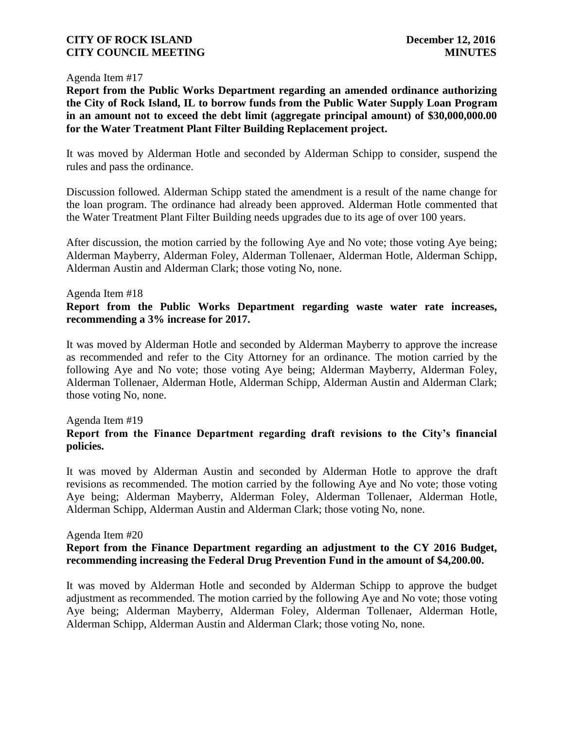Agenda Item #17

**Report from the Public Works Department regarding an amended ordinance authorizing the City of Rock Island, IL to borrow funds from the Public Water Supply Loan Program in an amount not to exceed the debt limit (aggregate principal amount) of $30,000,000.00 for the Water Treatment Plant Filter Building Replacement project.**

It was moved by Alderman Hotle and seconded by Alderman Schipp to consider, suspend the rules and pass the ordinance.

Discussion followed. Alderman Schipp stated the amendment is a result of the name change for the loan program. The ordinance had already been approved. Alderman Hotle commented that the Water Treatment Plant Filter Building needs upgrades due to its age of over 100 years.

After discussion, the motion carried by the following Aye and No vote; those voting Aye being; Alderman Mayberry, Alderman Foley, Alderman Tollenaer, Alderman Hotle, Alderman Schipp, Alderman Austin and Alderman Clark; those voting No, none.

Agenda Item #18

**Report from the Public Works Department regarding waste water rate increases, recommending a 3% increase for 2017.**

It was moved by Alderman Hotle and seconded by Alderman Mayberry to approve the increase as recommended and refer to the City Attorney for an ordinance. The motion carried by the following Aye and No vote; those voting Aye being; Alderman Mayberry, Alderman Foley, Alderman Tollenaer, Alderman Hotle, Alderman Schipp, Alderman Austin and Alderman Clark; those voting No, none.

Agenda Item #19

**Report from the Finance Department regarding draft revisions to the City's financial policies.**

It was moved by Alderman Austin and seconded by Alderman Hotle to approve the draft revisions as recommended. The motion carried by the following Aye and No vote; those voting Aye being; Alderman Mayberry, Alderman Foley, Alderman Tollenaer, Alderman Hotle, Alderman Schipp, Alderman Austin and Alderman Clark; those voting No, none.

Agenda Item #20

**Report from the Finance Department regarding an adjustment to the CY 2016 Budget, recommending increasing the Federal Drug Prevention Fund in the amount of $4,200.00.**

It was moved by Alderman Hotle and seconded by Alderman Schipp to approve the budget adjustment as recommended. The motion carried by the following Aye and No vote; those voting Aye being; Alderman Mayberry, Alderman Foley, Alderman Tollenaer, Alderman Hotle, Alderman Schipp, Alderman Austin and Alderman Clark; those voting No, none.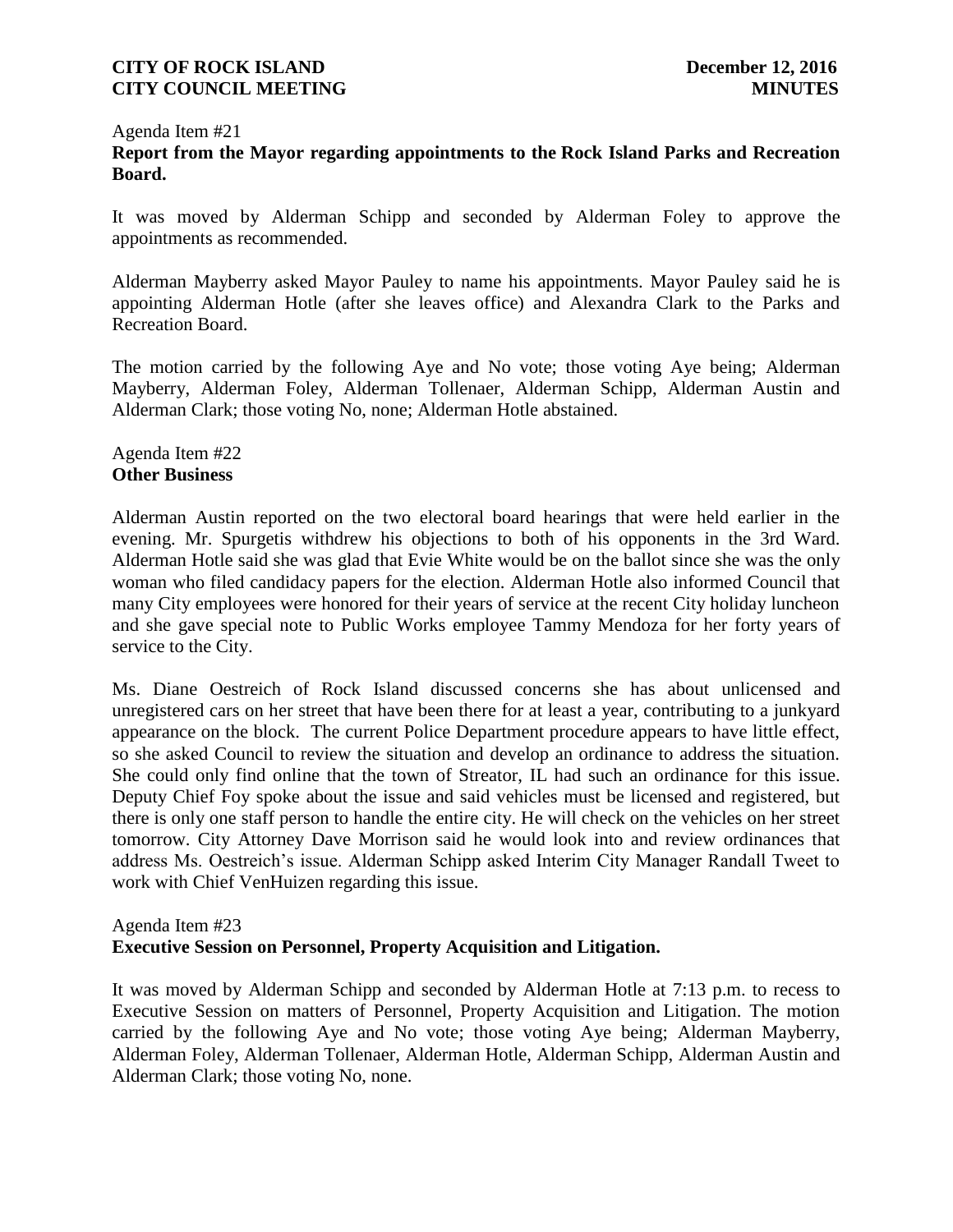Agenda Item #21

**Report from the Mayor regarding appointments to the Rock Island Parks and Recreation Board.**

It was moved by Alderman Schipp and seconded by Alderman Foley to approve the appointments as recommended.

Alderman Mayberry asked Mayor Pauley to name his appointments. Mayor Pauley said he is appointing Alderman Hotle (after she leaves office) and Alexandra Clark to the Parks and Recreation Board.

The motion carried by the following Aye and No vote; those voting Aye being; Alderman Mayberry, Alderman Foley, Alderman Tollenaer, Alderman Schipp, Alderman Austin and Alderman Clark; those voting No, none; Alderman Hotle abstained.

Agenda Item #22

**Other Business**

Alderman Austin reported on the two electoral board hearings that were held earlier in the evening. Mr. Spurgetis withdrew his objections to both of his opponents in the 3rd Ward. Alderman Hotle said she was glad that Evie White would be on the ballot since she was the only woman who filed candidacy papers for the election. Alderman Hotle also informed Council that many City employees were honored for their years of service at the recent City holiday luncheon and she gave special note to Public Works employee Tammy Mendoza for her forty years of service to the City.

Ms. Diane Oestreich of Rock Island discussed concerns she has about unlicensed and unregistered cars on her street that have been there for at least a year, contributing to a junkyard appearance on the block. The current Police Department procedure appears to have little effect, so she asked Council to review the situation and develop an ordinance to address the situation. She could only find online that the town of Streator, IL had such an ordinance for this issue. Deputy Chief Foy spoke about the issue and said vehicles must be licensed and registered, but there is only one staff person to handle the entire city. He will check on the vehicles on her street tomorrow. City Attorney Dave Morrison said he would look into and review ordinances that address Ms. Oestreich's issue. Alderman Schipp asked Interim City Manager Randall Tweet to work with Chief VenHuizen regarding this issue.

Agenda Item #23

**Executive Session on Personnel, Property Acquisition and Litigation.**

It was moved by Alderman Schipp and seconded by Alderman Hotle at 7:13 p.m. to recess to Executive Session on matters of Personnel, Property Acquisition and Litigation. The motion carried by the following Aye and No vote; those voting Aye being; Alderman Mayberry, Alderman Foley, Alderman Tollenaer, Alderman Hotle, Alderman Schipp, Alderman Austin and Alderman Clark; those voting No, none.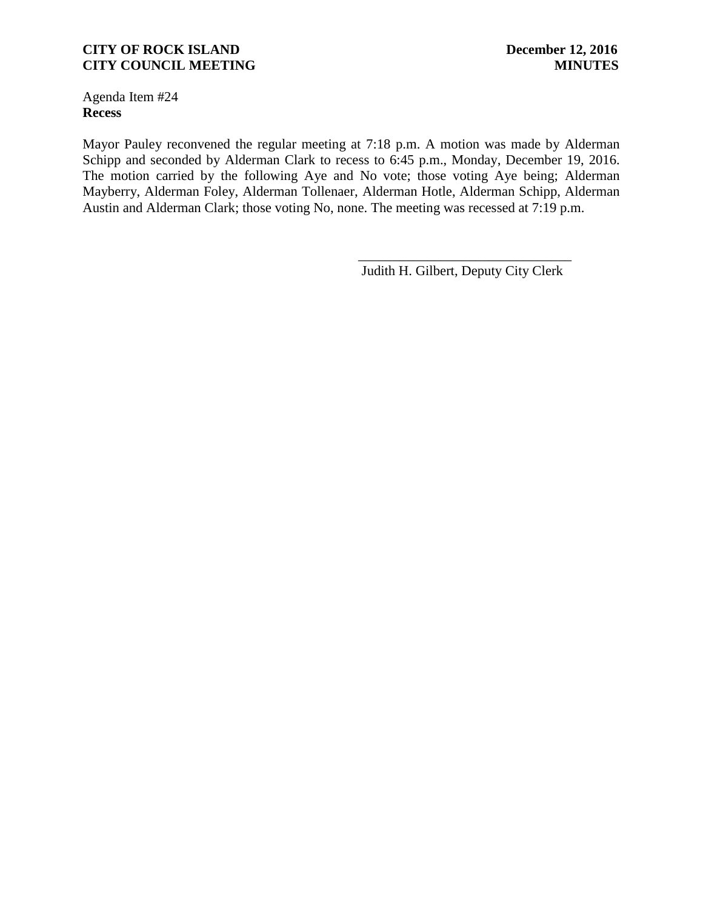Agenda Item #24
**Recess**

Mayor Pauley reconvened the regular meeting at 7:18 p.m. A motion was made by Alderman Schipp and seconded by Alderman Clark to recess to 6:45 p.m., Monday, December 19, 2016. The motion carried by the following Aye and No vote; those voting Aye being; Alderman Mayberry, Alderman Foley, Alderman Tollenaer, Alderman Hotle, Alderman Schipp, Alderman Austin and Alderman Clark; those voting No, none. The meeting was recessed at 7:19 p.m.

_______________________________
Judith H. Gilbert, Deputy City Clerk